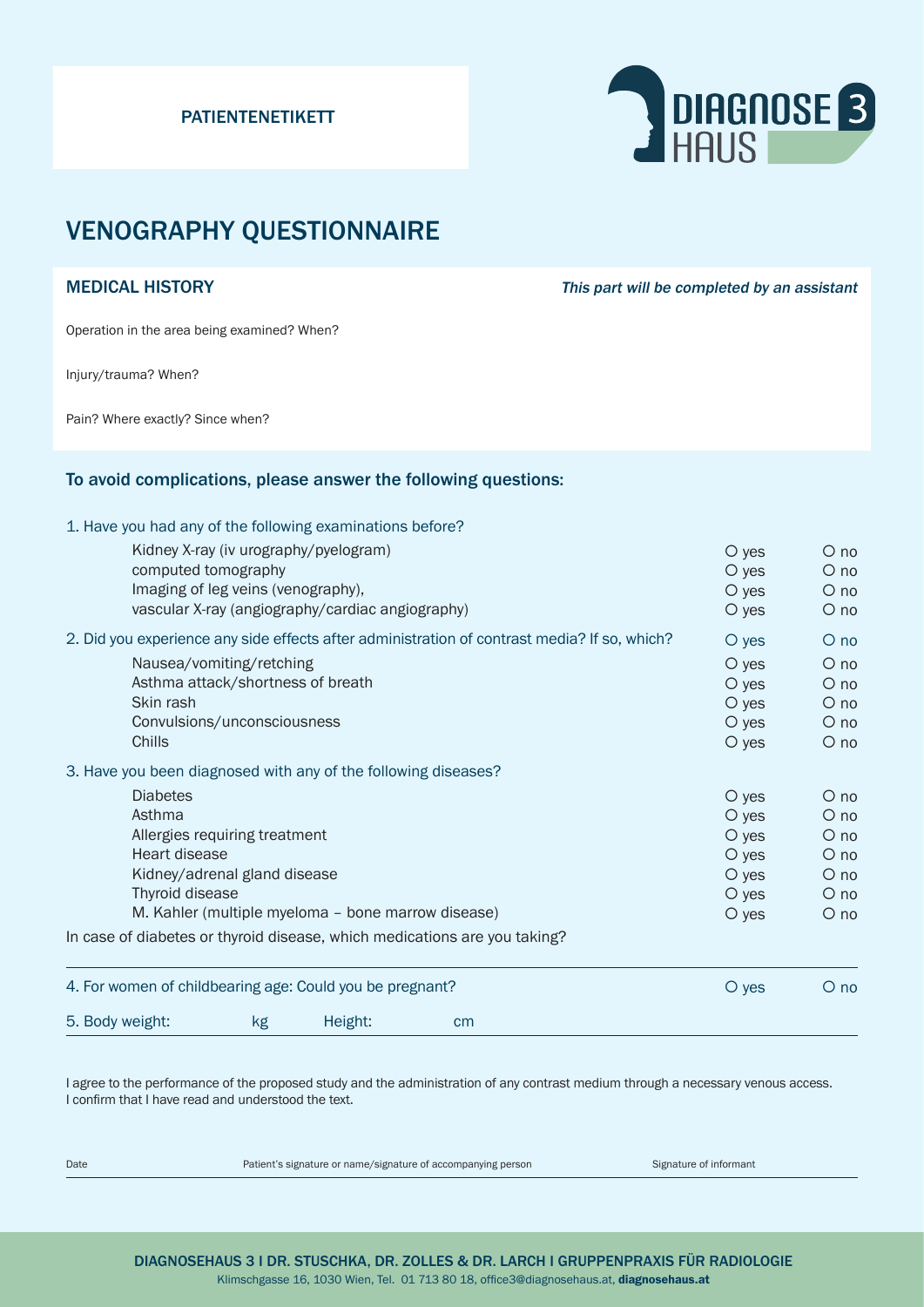PATIENTENETIKETT

DIAGNOSE 3 HAUS

# VENOGRAPHY QUESTIONNAIRE

## MEDICAL HISTORY

*This part will be completed by an assistant*

Operation in the area being examined? When?

Injury/trauma? When?

Pain? Where exactly? Since when?

### To avoid complications, please answer the following questions:

1. Have you had any of the following examinations before?

| | | |
|---|---|---|
| Kidney X-ray (iv urography/pyelogram) | O yes | O no |
| computed tomography | O yes | O no |
| Imaging of leg veins (venography), | O yes | O no |
| vascular X-ray (angiography/cardiac angiography) | O yes | O no |

2. Did you experience any side effects after administration of contrast media? If so, which? O yes O no

| | | |
|---|---|---|
| Nausea/vomiting/retching | O yes | O no |
| Asthma attack/shortness of breath | O yes | O no |
| Skin rash | O yes | O no |
| Convulsions/unconsciousness | O yes | O no |
| Chills | O yes | O no |

3. Have you been diagnosed with any of the following diseases?

| | | |
|---|---|---|
| Diabetes | O yes | O no |
| Asthma | O yes | O no |
| Allergies requiring treatment | O yes | O no |
| Heart disease | O yes | O no |
| Kidney/adrenal gland disease | O yes | O no |
| Thyroid disease | O yes | O no |
| M. Kahler (multiple myeloma – bone marrow disease) | O yes | O no |

In case of diabetes or thyroid disease, which medications are you taking?

4. For women of childbearing age: Could you be pregnant? O yes O no

5. Body weight: kg Height: cm

I agree to the performance of the proposed study and the administration of any contrast medium through a necessary venous access.
I confirm that I have read and understood the text.

Date | Patient's signature or name/signature of accompanying person | Signature of informant

DIAGNOSEHAUS 3 I DR. STUSCHKA, DR. ZOLLES & DR. LARCH I GRUPPENPRAXIS FÜR RADIOLOGIE
Klimschgasse 16, 1030 Wien, Tel. 01 713 80 18, office3@diagnosehaus.at, **diagnosehaus.at**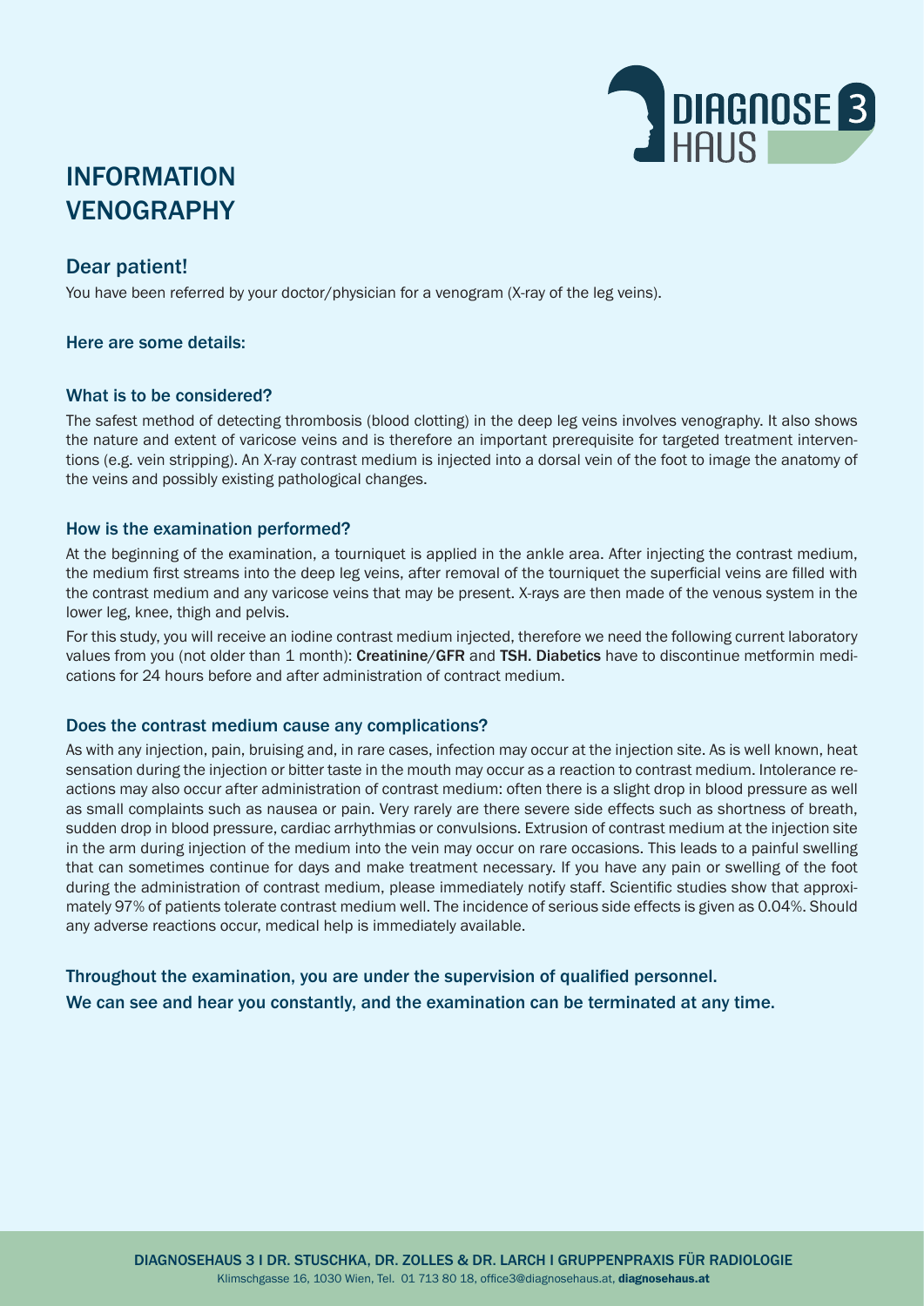# INFORMATION VENOGRAPHY

## Dear patient!

You have been referred by your doctor/physician for a venogram (X-ray of the leg veins).

### Here are some details:

### What is to be considered?

The safest method of detecting thrombosis (blood clotting) in the deep leg veins involves venography. It also shows the nature and extent of varicose veins and is therefore an important prerequisite for targeted treatment interventions (e.g. vein stripping). An X-ray contrast medium is injected into a dorsal vein of the foot to image the anatomy of the veins and possibly existing pathological changes.

### How is the examination performed?

At the beginning of the examination, a tourniquet is applied in the ankle area. After injecting the contrast medium, the medium first streams into the deep leg veins, after removal of the tourniquet the superficial veins are filled with the contrast medium and any varicose veins that may be present. X-rays are then made of the venous system in the lower leg, knee, thigh and pelvis.

For this study, you will receive an iodine contrast medium injected, therefore we need the following current laboratory values from you (not older than 1 month): **Creatinine/GFR** and **TSH. Diabetics** have to discontinue metformin medications for 24 hours before and after administration of contract medium.

### Does the contrast medium cause any complications?

As with any injection, pain, bruising and, in rare cases, infection may occur at the injection site. As is well known, heat sensation during the injection or bitter taste in the mouth may occur as a reaction to contrast medium. Intolerance reactions may also occur after administration of contrast medium: often there is a slight drop in blood pressure as well as small complaints such as nausea or pain. Very rarely are there severe side effects such as shortness of breath, sudden drop in blood pressure, cardiac arrhythmias or convulsions. Extrusion of contrast medium at the injection site in the arm during injection of the medium into the vein may occur on rare occasions. This leads to a painful swelling that can sometimes continue for days and make treatment necessary. If you have any pain or swelling of the foot during the administration of contrast medium, please immediately notify staff. Scientific studies show that approximately 97% of patients tolerate contrast medium well. The incidence of serious side effects is given as 0.04%. Should any adverse reactions occur, medical help is immediately available.

**Throughout the examination, you are under the supervision of qualified personnel.**
**We can see and hear you constantly, and the examination can be terminated at any time.**

DIAGNOSEHAUS 3 I DR. STUSCHKA, DR. ZOLLES & DR. LARCH I GRUPPENPRAXIS FÜR RADIOLOGIE
Klimschgasse 16, 1030 Wien, Tel. 01 713 80 18, office3@diagnosehaus.at, **diagnosehaus.at**